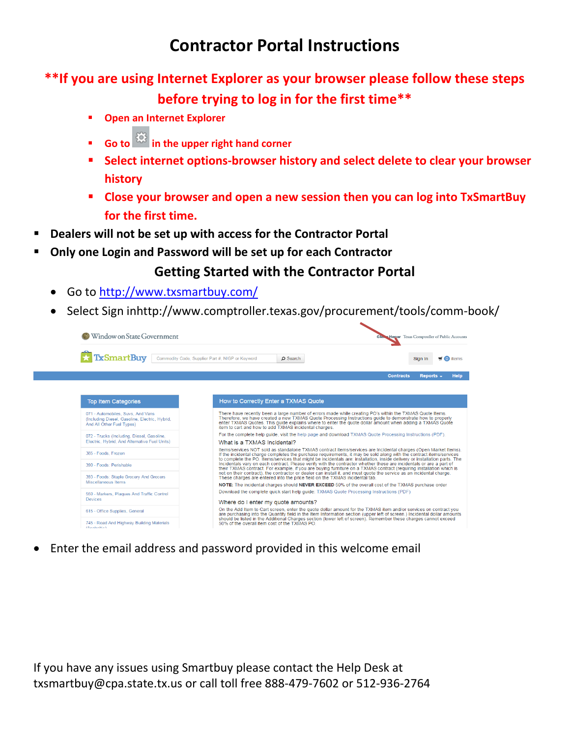# Contractor Portal Instructions

**\*\*If you are using Internet Explorer as your browser please follow these steps before trying to log in for the first time\*\***

- **Open an Internet Explorer**
- **Go to ⚙ in the upper right hand corner**
- **Select internet options-browser history and select delete to clear your browser history**
- **Close your browser and open a new session then you can log into TxSmartBuy for the first time.**

- **Dealers will not be set up with access for the Contractor Portal**
- **Only one Login and Password will be set up for each Contractor**

## Getting Started with the Contractor Portal

- Go to http://www.txsmartbuy.com/
- Select Sign inhttp://www.comptroller.texas.gov/procurement/tools/comm-book/

- Enter the email address and password provided in this welcome email

If you have any issues using Smartbuy please contact the Help Desk at txsmartbuy@cpa.state.tx.us or call toll free 888-479-7602 or 512-936-2764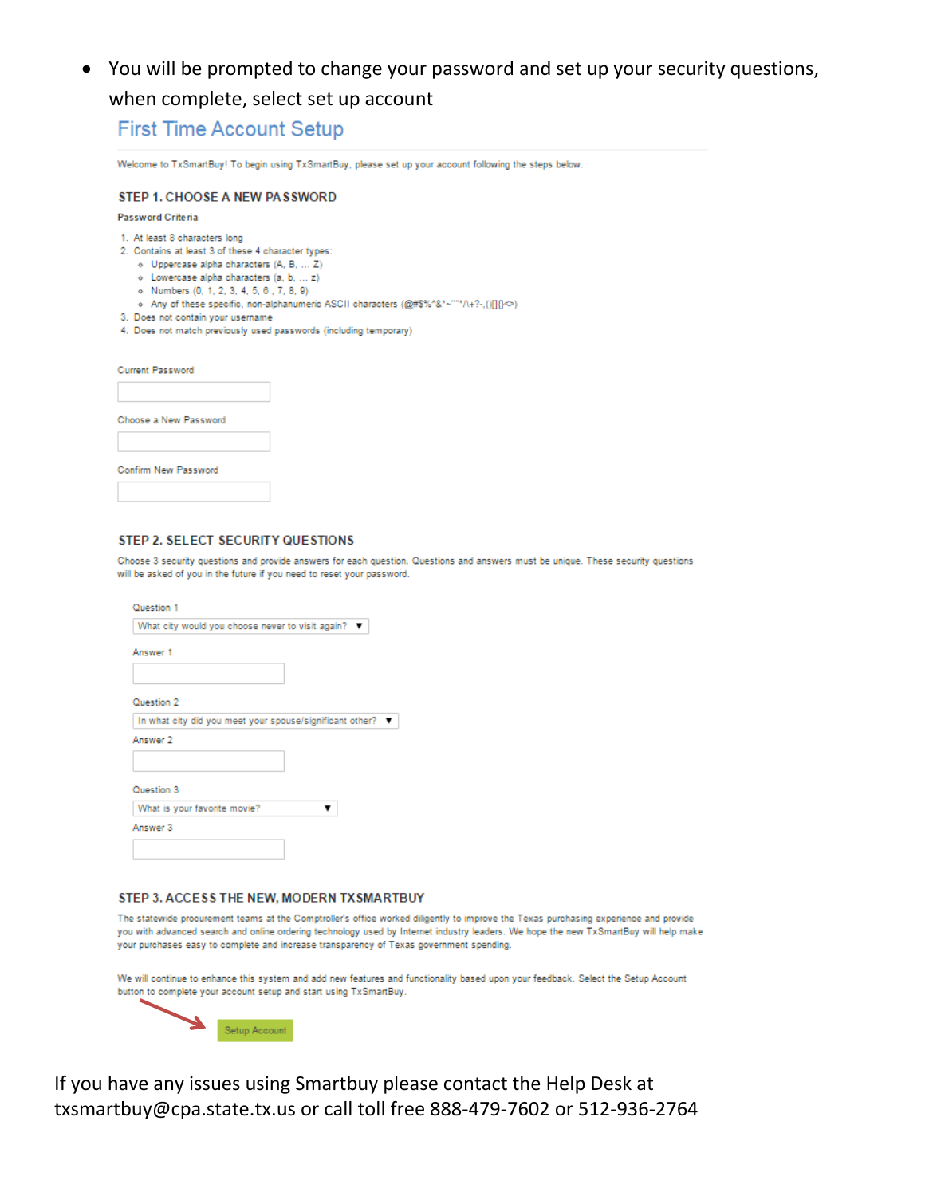- You will be prompted to change your password and set up your security questions, when complete, select set up account

# First Time Account Setup

Welcome to TxSmartBuy! To begin using TxSmartBuy, please set up your account following the steps below.

### STEP 1. CHOOSE A NEW PASSWORD

**Password Criteria**

1. At least 8 characters long
2. Contains at least 3 of these 4 character types:
   - Uppercase alpha characters (A, B, ... Z)
   - Lowercase alpha characters (a, b, ... z)
   - Numbers (0, 1, 2, 3, 4, 5, 6 , 7, 8, 9)
   - Any of these specific, non-alphanumeric ASCII characters (@#$%^&*~`"'/\+?-.()[]{}<>)
3. Does not contain your username
4. Does not match previously used passwords (including temporary)

Current Password

Choose a New Password

Confirm New Password

### STEP 2. SELECT SECURITY QUESTIONS

Choose 3 security questions and provide answers for each question. Questions and answers must be unique. These security questions will be asked of you in the future if you need to reset your password.

Question 1

What city would you choose never to visit again?

Answer 1

Question 2

In what city did you meet your spouse/significant other?

Answer 2

Question 3

What is your favorite movie?

Answer 3

### STEP 3. ACCESS THE NEW, MODERN TXSMARTBUY

The statewide procurement teams at the Comptroller's office worked diligently to improve the Texas purchasing experience and provide you with advanced search and online ordering technology used by Internet industry leaders. We hope the new TxSmartBuy will help make your purchases easy to complete and increase transparency of Texas government spending.

We will continue to enhance this system and add new features and functionality based upon your feedback. Select the Setup Account button to complete your account setup and start using TxSmartBuy.

Setup Account

If you have any issues using Smartbuy please contact the Help Desk at txsmartbuy@cpa.state.tx.us or call toll free 888-479-7602 or 512-936-2764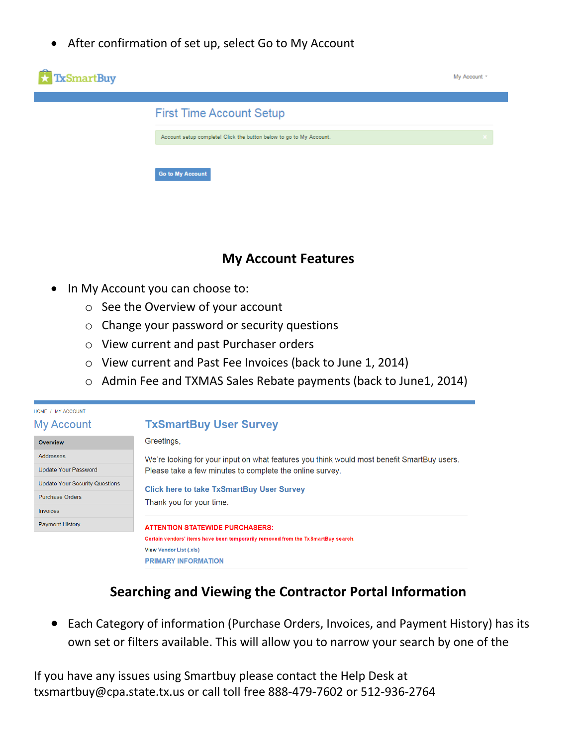- After confirmation of set up, select Go to My Account

TxSmartBuy

My Account

First Time Account Setup

Account setup complete! Click the button below to go to My Account.

Go to My Account

## My Account Features

- In My Account you can choose to:
  - See the Overview of your account
  - Change your password or security questions
  - View current and past Purchaser orders
  - View current and Past Fee Invoices (back to June 1, 2014)
  - Admin Fee and TXMAS Sales Rebate payments (back to June1, 2014)

HOME / MY ACCOUNT

My Account

- Overview
- Addresses
- Update Your Password
- Update Your Security Questions
- Purchase Orders
- Invoices
- Payment History

TxSmartBuy User Survey

Greetings,

We're looking for your input on what features you think would most benefit SmartBuy users. Please take a few minutes to complete the online survey.

Click here to take TxSmartBuy User Survey

Thank you for your time.

ATTENTION STATEWIDE PURCHASERS:

Certain vendors' items have been temporarily removed from the TxSmartBuy search.

View Vendor List (.xls)

PRIMARY INFORMATION

## Searching and Viewing the Contractor Portal Information

- Each Category of information (Purchase Orders, Invoices, and Payment History) has its own set or filters available. This will allow you to narrow your search by one of the

If you have any issues using Smartbuy please contact the Help Desk at txsmartbuy@cpa.state.tx.us or call toll free 888-479-7602 or 512-936-2764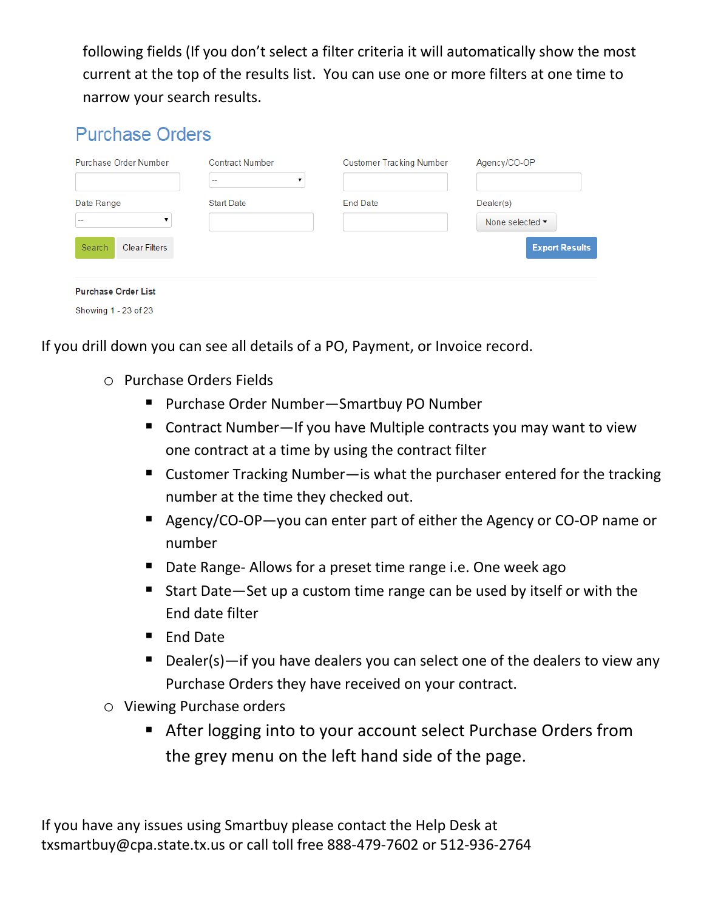following fields (If you don't select a filter criteria it will automatically show the most current at the top of the results list. You can use one or more filters at one time to narrow your search results.

Purchase Orders

Purchase Order Number

Contract Number

--

Customer Tracking Number

Agency/CO-OP

Date Range

--

Start Date

End Date

Dealer(s)

None selected

Search

Clear Filters

Export Results

Purchase Order List

Showing 1 - 23 of 23

If you drill down you can see all details of a PO, Payment, or Invoice record.

- Purchase Orders Fields
  - Purchase Order Number—Smartbuy PO Number
  - Contract Number—If you have Multiple contracts you may want to view one contract at a time by using the contract filter
  - Customer Tracking Number—is what the purchaser entered for the tracking number at the time they checked out.
  - Agency/CO-OP—you can enter part of either the Agency or CO-OP name or number
  - Date Range- Allows for a preset time range i.e. One week ago
  - Start Date—Set up a custom time range can be used by itself or with the End date filter
  - End Date
  - Dealer(s)—if you have dealers you can select one of the dealers to view any Purchase Orders they have received on your contract.
- Viewing Purchase orders
  - After logging into to your account select Purchase Orders from the grey menu on the left hand side of the page.

If you have any issues using Smartbuy please contact the Help Desk at txsmartbuy@cpa.state.tx.us or call toll free 888-479-7602 or 512-936-2764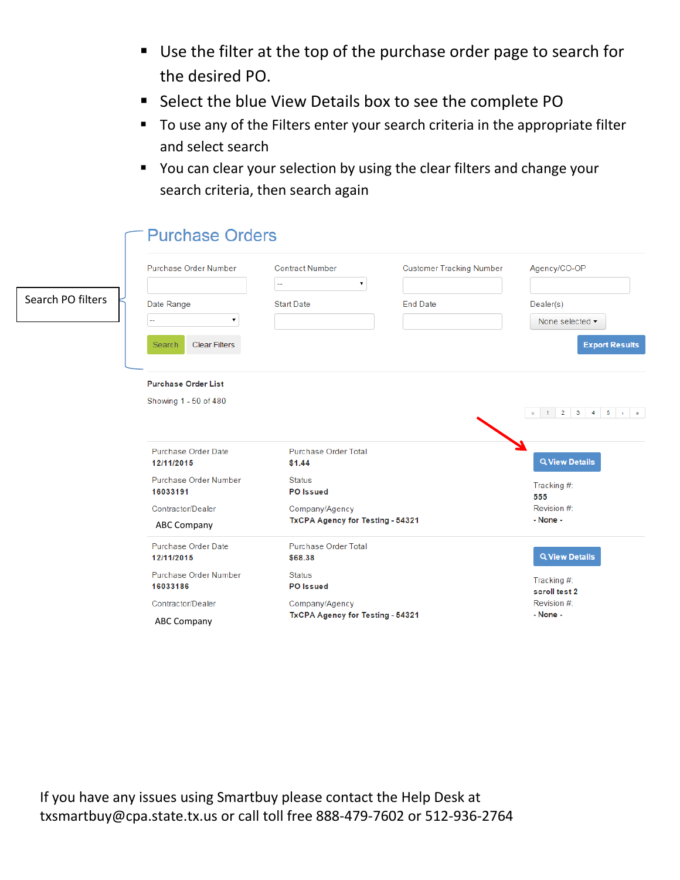- Use the filter at the top of the purchase order page to search for the desired PO.
- Select the blue View Details box to see the complete PO
- To use any of the Filters enter your search criteria in the appropriate filter and select search
- You can clear your selection by using the clear filters and change your search criteria, then search again

Search PO filters

## Purchase Orders

Purchase Order Number

Contract Number

--

Customer Tracking Number

Agency/CO-OP

Date Range

--

Start Date

End Date

Dealer(s)

None selected

Search

Clear Filters

Export Results

**Purchase Order List**

Showing 1 - 50 of 480

« 1 2 3 4 5 › »

Purchase Order Date
**12/11/2015**

Purchase Order Total
**$1.44**

View Details

Purchase Order Number
**16033191**

Status
**PO Issued**

Tracking #:
**555**

Contractor/Dealer
ABC Company

Company/Agency
**TxCPA Agency for Testing - 54321**

Revision #:
**- None -**

Purchase Order Date
**12/11/2015**

Purchase Order Total
**$68.38**

View Details

Purchase Order Number
**16033186**

Status
**PO Issued**

Tracking #:
**scroll test 2**

Contractor/Dealer
ABC Company

Company/Agency
**TxCPA Agency for Testing - 54321**

Revision #:
**- None -**

If you have any issues using Smartbuy please contact the Help Desk at txsmartbuy@cpa.state.tx.us or call toll free 888-479-7602 or 512-936-2764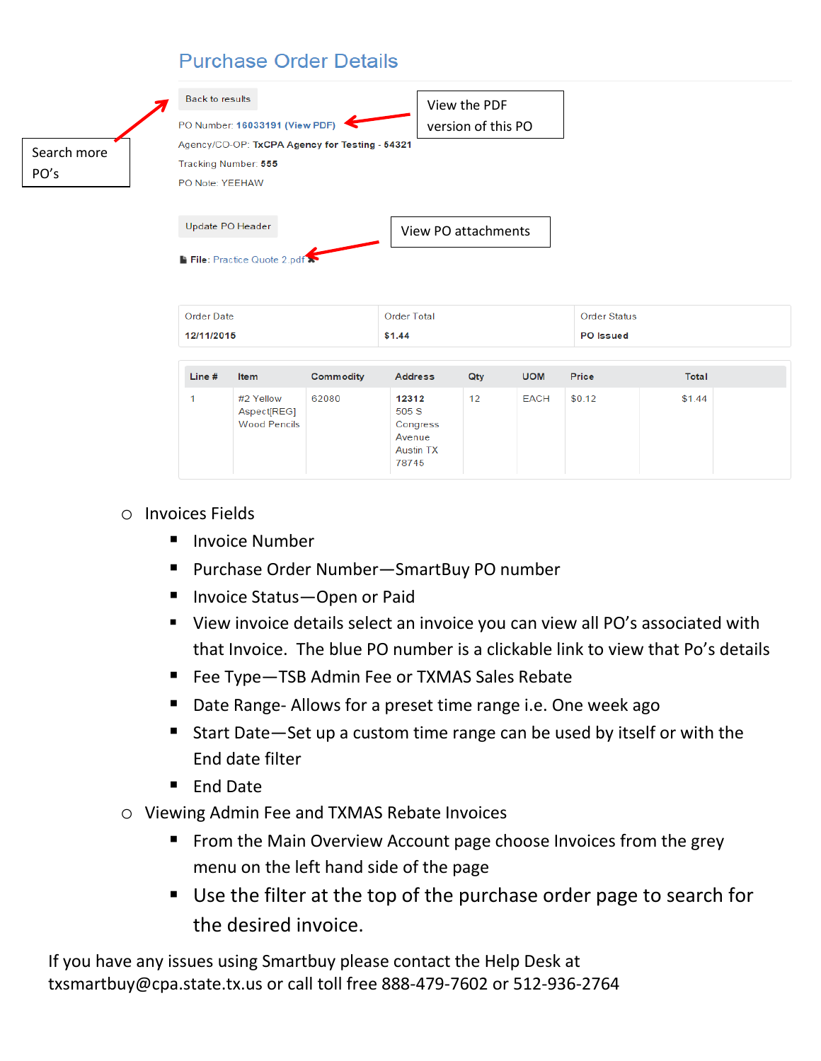## Purchase Order Details

Search more PO's

Back to results

PO Number: **16033191 (View PDF)**

View the PDF version of this PO

Agency/CO-OP: **TxCPA Agency for Testing - 54321**

Tracking Number: **555**

PO Note: YEEHAW

Update PO Header

View PO attachments

**File**: Practice Quote 2.pdf

| Order Date | Order Total | Order Status |
|---|---|---|
| **12/11/2015** | **$1.44** | **PO Issued** |

| Line # | Item | Commodity | Address | Qty | UOM | Price | Total |
|---|---|---|---|---|---|---|---|
| 1 | #2 Yellow Aspect[REG] Wood Pencils | 62080 | **12312** 505 S Congress Avenue Austin TX 78745 | 12 | EACH | $0.12 | $1.44 |

- Invoices Fields
  - Invoice Number
  - Purchase Order Number—SmartBuy PO number
  - Invoice Status—Open or Paid
  - View invoice details select an invoice you can view all PO's associated with that Invoice. The blue PO number is a clickable link to view that Po's details
  - Fee Type—TSB Admin Fee or TXMAS Sales Rebate
  - Date Range- Allows for a preset time range i.e. One week ago
  - Start Date—Set up a custom time range can be used by itself or with the End date filter
  - End Date
- Viewing Admin Fee and TXMAS Rebate Invoices
  - From the Main Overview Account page choose Invoices from the grey menu on the left hand side of the page
  - Use the filter at the top of the purchase order page to search for the desired invoice.

If you have any issues using Smartbuy please contact the Help Desk at txsmartbuy@cpa.state.tx.us or call toll free 888-479-7602 or 512-936-2764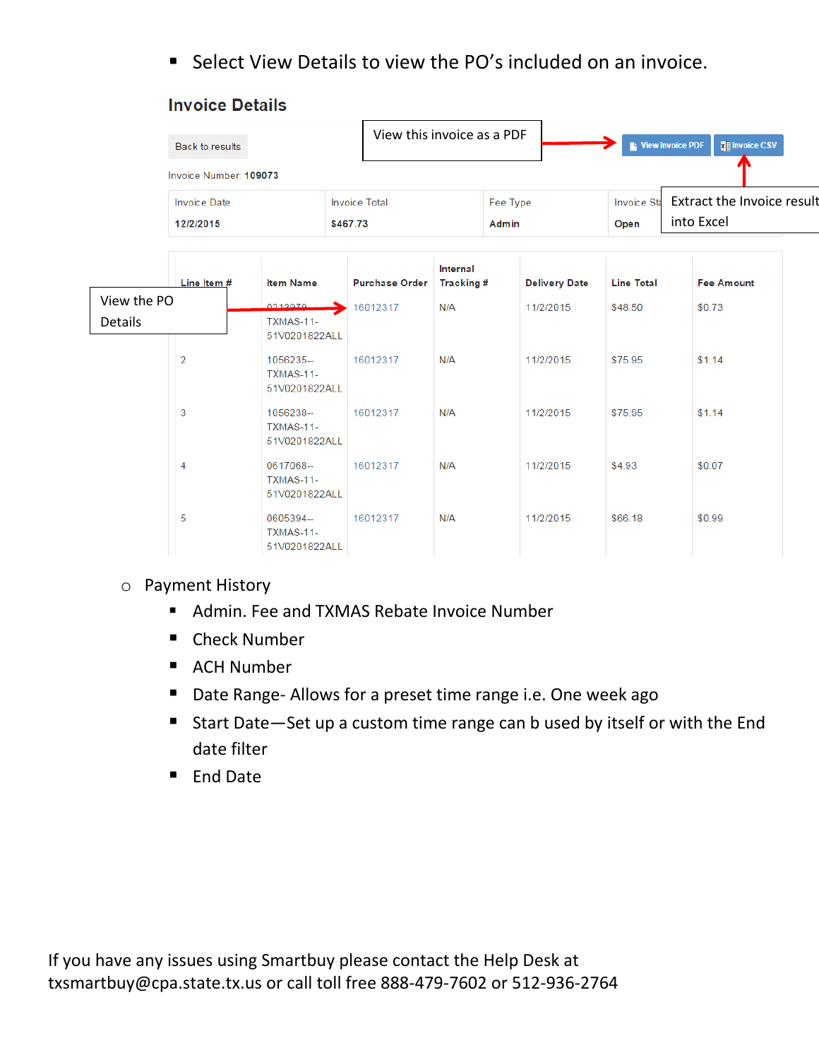- Select View Details to view the PO's included on an invoice.

### Invoice Details

Back to results

View this invoice as a PDF → View Invoice PDF

Invoice CSV ← Extract the Invoice result into Excel

Invoice Number: **109073**

| Invoice Date | Invoice Total | Fee Type | Invoice Status |
|---|---|---|---|
| **12/2/2015** | **$467.73** | **Admin** | **Open** |

View the PO Details →

| Line Item # | Item Name | Purchase Order | Internal Tracking # | Delivery Date | Line Total | Fee Amount |
|---|---|---|---|---|---|---|
| | 0213079-- TXMAS-11-51V0201822ALL | 16012317 | N/A | 11/2/2015 | $48.50 | $0.73 |
| 2 | 1056235-- TXMAS-11-51V0201822ALL | 16012317 | N/A | 11/2/2015 | $75.95 | $1.14 |
| 3 | 1056238-- TXMAS-11-51V0201822ALL | 16012317 | N/A | 11/2/2015 | $75.95 | $1.14 |
| 4 | 0617068-- TXMAS-11-51V0201822ALL | 16012317 | N/A | 11/2/2015 | $4.93 | $0.07 |
| 5 | 0605394-- TXMAS-11-51V0201822ALL | 16012317 | N/A | 11/2/2015 | $66.18 | $0.99 |

- Payment History
  - Admin. Fee and TXMAS Rebate Invoice Number
  - Check Number
  - ACH Number
  - Date Range- Allows for a preset time range i.e. One week ago
  - Start Date—Set up a custom time range can b used by itself or with the End date filter
  - End Date

If you have any issues using Smartbuy please contact the Help Desk at txsmartbuy@cpa.state.tx.us or call toll free 888-479-7602 or 512-936-2764